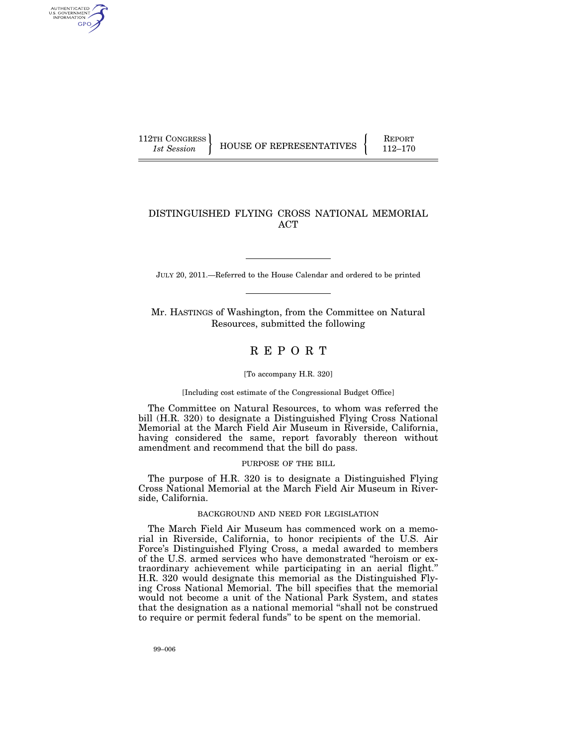112TH CONGRESS
*1st Session*

HOUSE OF REPRESENTATIVES

REPORT
112–170

# DISTINGUISHED FLYING CROSS NATIONAL MEMORIAL ACT

JULY 20, 2011.—Referred to the House Calendar and ordered to be printed

Mr. HASTINGS of Washington, from the Committee on Natural Resources, submitted the following

# REPORT

[To accompany H.R. 320]

[Including cost estimate of the Congressional Budget Office]

The Committee on Natural Resources, to whom was referred the bill (H.R. 320) to designate a Distinguished Flying Cross National Memorial at the March Field Air Museum in Riverside, California, having considered the same, report favorably thereon without amendment and recommend that the bill do pass.

## PURPOSE OF THE BILL

The purpose of H.R. 320 is to designate a Distinguished Flying Cross National Memorial at the March Field Air Museum in Riverside, California.

## BACKGROUND AND NEED FOR LEGISLATION

The March Field Air Museum has commenced work on a memorial in Riverside, California, to honor recipients of the U.S. Air Force's Distinguished Flying Cross, a medal awarded to members of the U.S. armed services who have demonstrated "heroism or extraordinary achievement while participating in an aerial flight." H.R. 320 would designate this memorial as the Distinguished Flying Cross National Memorial. The bill specifies that the memorial would not become a unit of the National Park System, and states that the designation as a national memorial "shall not be construed to require or permit federal funds" to be spent on the memorial.

99–006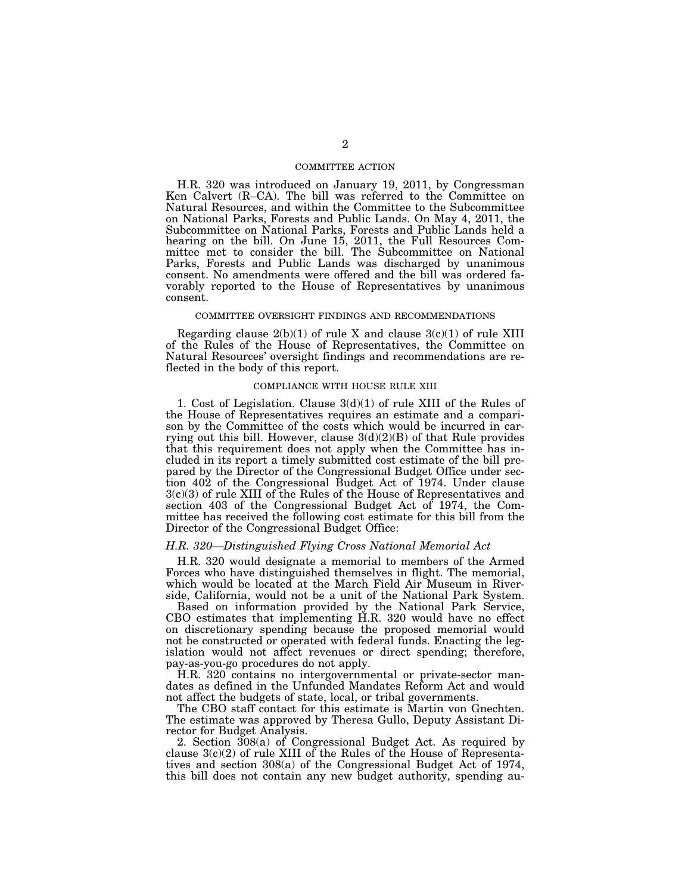## COMMITTEE ACTION

H.R. 320 was introduced on January 19, 2011, by Congressman Ken Calvert (R–CA). The bill was referred to the Committee on Natural Resources, and within the Committee to the Subcommittee on National Parks, Forests and Public Lands. On May 4, 2011, the Subcommittee on National Parks, Forests and Public Lands held a hearing on the bill. On June 15, 2011, the Full Resources Committee met to consider the bill. The Subcommittee on National Parks, Forests and Public Lands was discharged by unanimous consent. No amendments were offered and the bill was ordered favorably reported to the House of Representatives by unanimous consent.

## COMMITTEE OVERSIGHT FINDINGS AND RECOMMENDATIONS

Regarding clause 2(b)(1) of rule X and clause 3(c)(1) of rule XIII of the Rules of the House of Representatives, the Committee on Natural Resources' oversight findings and recommendations are reflected in the body of this report.

## COMPLIANCE WITH HOUSE RULE XIII

1. Cost of Legislation. Clause 3(d)(1) of rule XIII of the Rules of the House of Representatives requires an estimate and a comparison by the Committee of the costs which would be incurred in carrying out this bill. However, clause 3(d)(2)(B) of that Rule provides that this requirement does not apply when the Committee has included in its report a timely submitted cost estimate of the bill prepared by the Director of the Congressional Budget Office under section 402 of the Congressional Budget Act of 1974. Under clause 3(c)(3) of rule XIII of the Rules of the House of Representatives and section 403 of the Congressional Budget Act of 1974, the Committee has received the following cost estimate for this bill from the Director of the Congressional Budget Office:

### *H.R. 320—Distinguished Flying Cross National Memorial Act*

H.R. 320 would designate a memorial to members of the Armed Forces who have distinguished themselves in flight. The memorial, which would be located at the March Field Air Museum in Riverside, California, would not be a unit of the National Park System.

Based on information provided by the National Park Service, CBO estimates that implementing H.R. 320 would have no effect on discretionary spending because the proposed memorial would not be constructed or operated with federal funds. Enacting the legislation would not affect revenues or direct spending; therefore, pay-as-you-go procedures do not apply.

H.R. 320 contains no intergovernmental or private-sector mandates as defined in the Unfunded Mandates Reform Act and would not affect the budgets of state, local, or tribal governments.

The CBO staff contact for this estimate is Martin von Gnechten. The estimate was approved by Theresa Gullo, Deputy Assistant Director for Budget Analysis.

2. Section 308(a) of Congressional Budget Act. As required by clause 3(c)(2) of rule XIII of the Rules of the House of Representatives and section 308(a) of the Congressional Budget Act of 1974, this bill does not contain any new budget authority, spending au-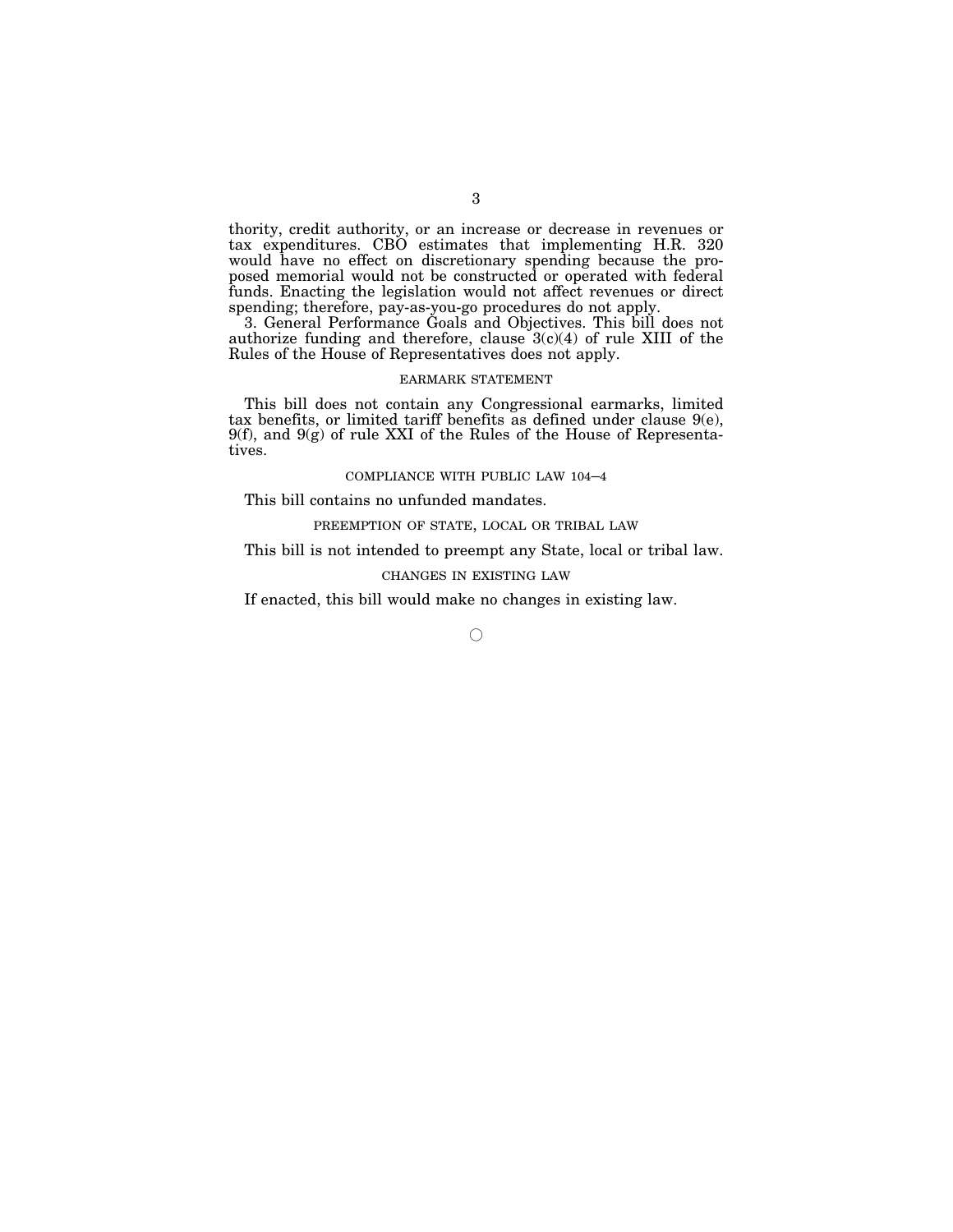thority, credit authority, or an increase or decrease in revenues or tax expenditures. CBO estimates that implementing H.R. 320 would have no effect on discretionary spending because the proposed memorial would not be constructed or operated with federal funds. Enacting the legislation would not affect revenues or direct spending; therefore, pay-as-you-go procedures do not apply.

3. General Performance Goals and Objectives. This bill does not authorize funding and therefore, clause 3(c)(4) of rule XIII of the Rules of the House of Representatives does not apply.

## EARMARK STATEMENT

This bill does not contain any Congressional earmarks, limited tax benefits, or limited tariff benefits as defined under clause 9(e), 9(f), and 9(g) of rule XXI of the Rules of the House of Representatives.

## COMPLIANCE WITH PUBLIC LAW 104–4

This bill contains no unfunded mandates.

## PREEMPTION OF STATE, LOCAL OR TRIBAL LAW

This bill is not intended to preempt any State, local or tribal law.

## CHANGES IN EXISTING LAW

If enacted, this bill would make no changes in existing law.